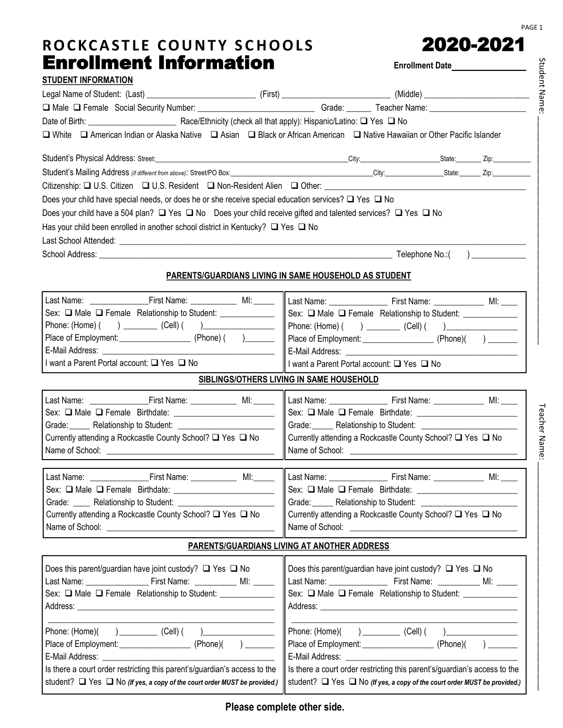# ROCKCASTLE COUNTY SCHOOLS

# Enrollment Information

# 2020-2021

**Enrollment Date**_______________

**STUDENT INFORMATION**

Legal Name of Student: (Last) _________________________ (First) _________________________ (Middle) _________________________

❑ Male ❑ Female Social Security Number: ___________________________ Grade: ______ Teacher Name: ______________________

Date of Birth: ____________________ Race/Ethnicity (check all that apply): Hispanic/Latino: ❑ Yes ❑ No

❑ White ❑ American Indian or Alaska Native ❑ Asian ❑ Black or African American ❑ Native Hawaiian or Other Pacific Islander

Student's Physical Address: Street:_______________________________________________City:_____________________State:_______ Zip:___________

Student's Mailing Address *(if different from above)*: Street/PO Box:___________________________________City:________________State:______ Zip:__________

Citizenship: ❑ U.S. Citizen ❑ U.S. Resident ❑ Non-Resident Alien ❑ Other: _______________________________________________

Does your child have special needs, or does he or she receive special education services? ❑ Yes ❑ No

Does your child have a 504 plan? ❑ Yes ❑ No Does your child receive gifted and talented services? ❑ Yes ❑ No

Has your child been enrolled in another school district in Kentucky? ❑ Yes ❑ No

Last School Attended: _______________________________________________________________________________________________

School Address: ____________________________________________________________________________ Telephone No.:( ) _____________

**PARENTS/GUARDIANS LIVING IN SAME HOUSEHOLD AS STUDENT**

| | |
|---|---|
| Last Name: _____________First Name: ___________ MI:_____ | Last Name: _____________ First Name: ____________ MI: ____ |
| Sex: ❑ Male ❑ Female Relationship to Student: ____________ | Sex: ❑ Male ❑ Female Relationship to Student: ____________ |
| Phone: (Home) ( ) ________ (Cell) ( )________________ | Phone: (Home) ( ) ________ (Cell) ( )________________ |
| Place of Employment:________________ (Phone) ( )_______ | Place of Employment:________________ (Phone)( ) _______ |
| E-Mail Address: ______________________________________ | E-Mail Address: ______________________________________ |
| I want a Parent Portal account: ❑ Yes ❑ No | I want a Parent Portal account: ❑ Yes ❑ No |

**SIBLINGS/OTHERS LIVING IN SAME HOUSEHOLD**

| | |
|---|---|
| Last Name: _____________First Name: ___________ MI:_____ | Last Name: _____________ First Name: ____________ MI: ____ |
| Sex: ❑ Male ❑ Female Birthdate: _______________________ | Sex: ❑ Male ❑ Female Birthdate: _______________________ |
| Grade:_____ Relationship to Student: ____________________ | Grade:_____ Relationship to Student: ____________________ |
| Currently attending a Rockcastle County School? ❑ Yes ❑ No | Currently attending a Rockcastle County School? ❑ Yes ❑ No |
| Name of School: ______________________________________ | Name of School: ______________________________________ |

| | |
|---|---|
| Last Name: _____________First Name: ___________ MI:_____ | Last Name: _____________ First Name: ____________ MI: ____ |
| Sex: ❑ Male ❑ Female Birthdate: _______________________ | Sex: ❑ Male ❑ Female Birthdate: _______________________ |
| Grade: ____ Relationship to Student: ____________________ | Grade:_____ Relationship to Student: ____________________ |
| Currently attending a Rockcastle County School? ❑ Yes ❑ No | Currently attending a Rockcastle County School? ❑ Yes ❑ No |
| Name of School: ______________________________________ | Name of School: ______________________________________ |

**PARENTS/GUARDIANS LIVING AT ANOTHER ADDRESS**

| | |
|---|---|
| Does this parent/guardian have joint custody? ❑ Yes ❑ No | Does this parent/guardian have joint custody? ❑ Yes ❑ No |
| Last Name: _______________ First Name: __________ MI: _____ | Last Name: _____________ First Name: __________ MI: _____ |
| Sex: ❑ Male ❑ Female Relationship to Student: ____________ | Sex: ❑ Male ❑ Female Relationship to Student: ____________ |
| Address: ______________________________________________ | Address: ______________________________________________ |
| Phone: (Home)( )_________ (Cell) ( )________________ | Phone: (Home)( )_________ (Cell) ( )________________ |
| Place of Employment:________________ (Phone)( ) _______ | Place of Employment:________________ (Phone)( ) _______ |
| E-Mail Address: ______________________________________ | E-Mail Address: ______________________________________ |
| Is there a court order restricting this parent's/guardian's access to the student? ❑ Yes ❑ No *(If yes, a copy of the court order MUST be provided.)* | Is there a court order restricting this parent's/guardian's access to the student? ❑ Yes ❑ No *(If yes, a copy of the court order MUST be provided.)* |

**Please complete other side.**

Student Name: ____________________

Teacher Name: ____________________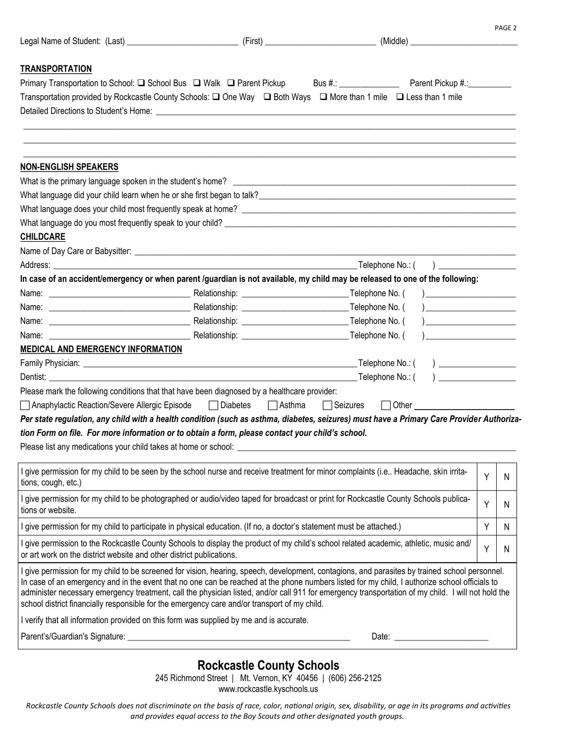Legal Name of Student: (Last) _________________________ (First) _________________________ (Middle) _________________________

**TRANSPORTATION**

Primary Transportation to School: ☐ School Bus ☐ Walk ☐ Parent Pickup Bus #.: ______________ Parent Pickup #.:__________

Transportation provided by Rockcastle County Schools: ☐ One Way ☐ Both Ways ☐ More than 1 mile ☐ Less than 1 mile

Detailed Directions to Student's Home: ______________________________________________________________________________

______________________________________________________________________________________________________

______________________________________________________________________________________________________

______________________________________________________________________________________________________

**NON-ENGLISH SPEAKERS**

What is the primary language spoken in the student's home? ______________________________________________________________

What language did your child learn when he or she first began to talk?_____________________________________________________

What language does your child most frequently speak at home? ___________________________________________________________

What language do you most frequently speak to your child? ______________________________________________________________

**CHILDCARE**

Name of Day Care or Babysitter: ____________________________________________________________________________________

Address: ______________________________________________________________ Telephone No.: ( ) __________________

**In case of an accident/emergency or when parent /guardian is not available, my child may be released to one of the following:**

Name: ________________________________ Relationship: ________________________ Telephone No. ( ) ____________________

Name: ________________________________ Relationship: ________________________ Telephone No. ( ) ____________________

Name: ________________________________ Relationship: ________________________ Telephone No. ( ) ____________________

Name: ________________________________ Relationship: ________________________ Telephone No. ( ) ____________________

**MEDICAL AND EMERGENCY INFORMATION**

Family Physician: ______________________________________________________________ Telephone No.: ( ) __________________

Dentist: ______________________________________________________________________ Telephone No.: ( ) __________________

Please mark the following conditions that that have been diagnosed by a healthcare provider:

☐ Anaphylactic Reaction/Severe Allergic Episode ☐ Diabetes ☐ Asthma ☐ Seizures ☐ Other ______________________

***Per state regulation, any child with a health condition (such as asthma, diabetes, seizures) must have a Primary Care Provider Authorization Form on file. For more information or to obtain a form, please contact your child's school.***

Please list any medications your child takes at home or school: ___________________________________________________________

| | | |
|---|---|---|
| I give permission for my child to be seen by the school nurse and receive treatment for minor complaints (i.e.. Headache, skin irritations, cough, etc.) | Y | N |
| I give permission for my child to be photographed or audio/video taped for broadcast or print for Rockcastle County Schools publications or website. | Y | N |
| I give permission for my child to participate in physical education. (If no, a doctor's statement must be attached.) | Y | N |
| I give permission to the Rockcastle County Schools to display the product of my child's school related academic, athletic, music and/ or art work on the district website and other district publications. | Y | N |

I give permission for my child to be screened for vision, hearing, speech, development, contagions, and parasites by trained school personnel. In case of an emergency and in the event that no one can be reached at the phone numbers listed for my child, I authorize school officials to administer necessary emergency treatment, call the physician listed, and/or call 911 for emergency transportation of my child. I will not hold the school district financially responsible for the emergency care and/or transport of my child.

I verify that all information provided on this form was supplied by me and is accurate.

Parent's/Guardian's Signature: ____________________________________________________ Date: ______________________

## Rockcastle County Schools

245 Richmond Street | Mt. Vernon, KY 40456 | (606) 256-2125

www.rockcastle.kyschools.us

*Rockcastle County Schools does not discriminate on the basis of race, color, national origin, sex, disability, or age in its programs and activities and provides equal access to the Boy Scouts and other designated youth groups.*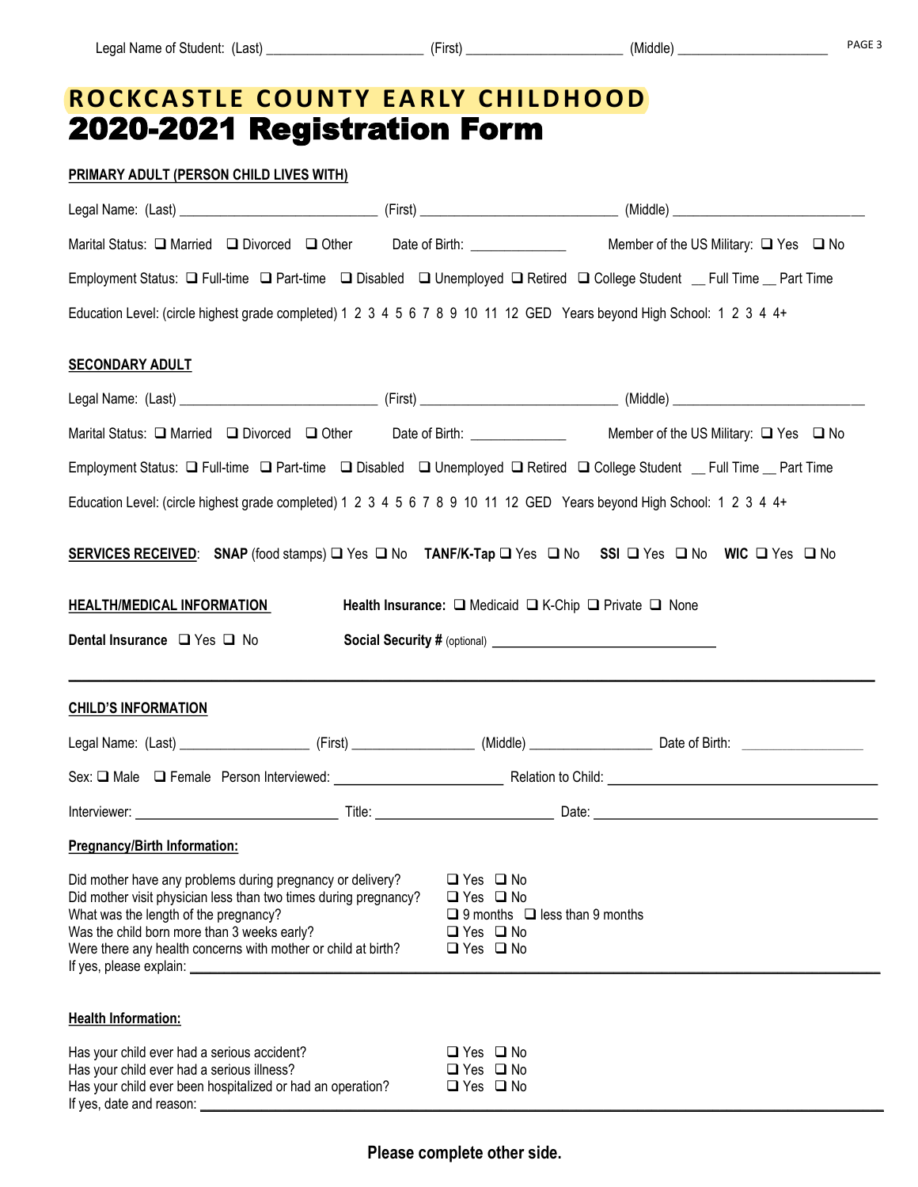Legal Name of Student: (Last) ______________________ (First) ______________________ (Middle) ______________________

# ROCKCASTLE COUNTY EARLY CHILDHOOD
# 2020-2021 Registration Form

**PRIMARY ADULT (PERSON CHILD LIVES WITH)**

Legal Name: (Last) ____________________________ (First) ____________________________ (Middle) ____________________________

Marital Status: ❑ Married ❑ Divorced ❑ Other   Date of Birth: ______________   Member of the US Military: ❑ Yes ❑ No

Employment Status: ❑ Full-time ❑ Part-time ❑ Disabled ❑ Unemployed ❑ Retired ❑ College Student __ Full Time __ Part Time

Education Level: (circle highest grade completed) 1 2 3 4 5 6 7 8 9 10 11 12 GED   Years beyond High School: 1 2 3 4 4+

**SECONDARY ADULT**

Legal Name: (Last) ____________________________ (First) ____________________________ (Middle) ____________________________

Marital Status: ❑ Married ❑ Divorced ❑ Other   Date of Birth: ______________   Member of the US Military: ❑ Yes ❑ No

Employment Status: ❑ Full-time ❑ Part-time ❑ Disabled ❑ Unemployed ❑ Retired ❑ College Student __ Full Time __ Part Time

Education Level: (circle highest grade completed) 1 2 3 4 5 6 7 8 9 10 11 12 GED   Years beyond High School: 1 2 3 4 4+

**SERVICES RECEIVED**: **SNAP** (food stamps) ❑ Yes ❑ No   **TANF/K-Tap** ❑ Yes ❑ No   **SSI** ❑ Yes ❑ No   **WIC** ❑ Yes ❑ No

**HEALTH/MEDICAL INFORMATION**   **Health Insurance:** ❑ Medicaid ❑ K-Chip ❑ Private ❑ None

**Dental Insurance** ❑ Yes ❑ No   **Social Security #** (optional) ________________________________

---

**CHILD'S INFORMATION**

Legal Name: (Last) __________________ (First) _________________ (Middle) _________________ Date of Birth: _________________

Sex: ❑ Male ❑ Female   Person Interviewed: ________________________ Relation to Child: ________________________________________

Interviewer: _____________________________ Title: __________________________ Date: ________________________________________

**Pregnancy/Birth Information:**

| | |
|---|---|
| Did mother have any problems during pregnancy or delivery? | ❑ Yes ❑ No |
| Did mother visit physician less than two times during pregnancy? | ❑ Yes ❑ No |
| What was the length of the pregnancy? | ❑ 9 months ❑ less than 9 months |
| Was the child born more than 3 weeks early? | ❑ Yes ❑ No |
| Were there any health concerns with mother or child at birth? | ❑ Yes ❑ No |

If yes, please explain: ________________________________________________________________________________________________

**Health Information:**

| | |
|---|---|
| Has your child ever had a serious accident? | ❑ Yes ❑ No |
| Has your child ever had a serious illness? | ❑ Yes ❑ No |
| Has your child ever been hospitalized or had an operation? | ❑ Yes ❑ No |

If yes, date and reason: ________________________________________________________________________________________________

**Please complete other side.**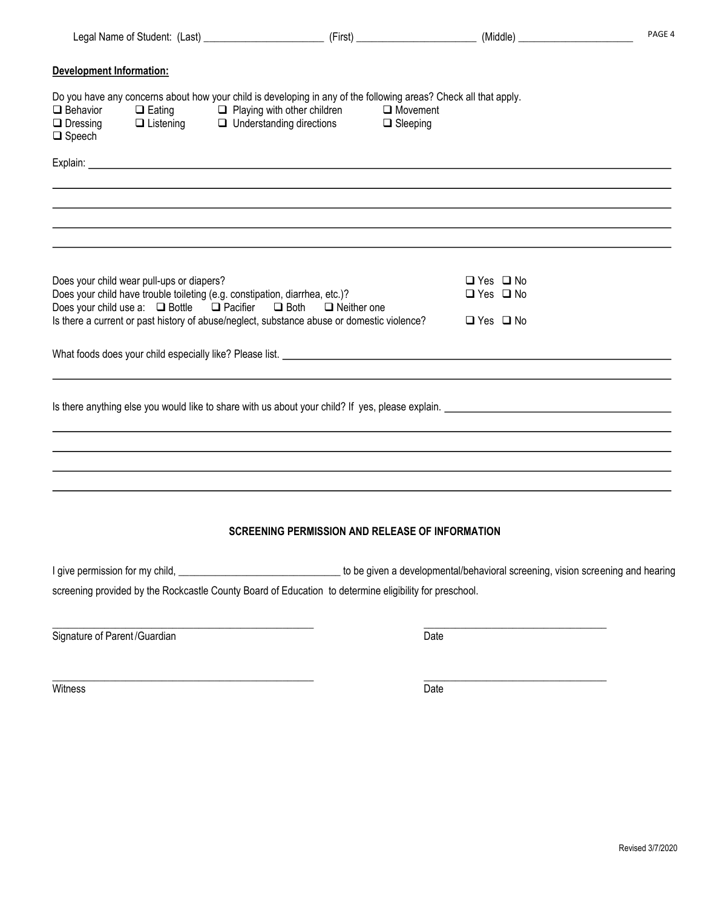Legal Name of Student: (Last) ______________________ (First) ______________________ (Middle) ______________________

**Development Information:**

Do you have any concerns about how your child is developing in any of the following areas? Check all that apply.

❑ Behavior ❑ Eating ❑ Playing with other children ❑ Movement
❑ Dressing ❑ Listening ❑ Understanding directions ❑ Sleeping
❑ Speech

Explain: ______________________________________________________________________________________________

______________________________________________________________________________________________________

______________________________________________________________________________________________________

______________________________________________________________________________________________________

______________________________________________________________________________________________________

Does your child wear pull-ups or diapers? ❑ Yes ❑ No
Does your child have trouble toileting (e.g. constipation, diarrhea, etc.)? ❑ Yes ❑ No
Does your child use a: ❑ Bottle ❑ Pacifier ❑ Both ❑ Neither one
Is there a current or past history of abuse/neglect, substance abuse or domestic violence? ❑ Yes ❑ No

What foods does your child especially like? Please list. ______________________________________________________

______________________________________________________________________________________________________

Is there anything else you would like to share with us about your child? If yes, please explain. ___________________

______________________________________________________________________________________________________

______________________________________________________________________________________________________

______________________________________________________________________________________________________

______________________________________________________________________________________________________

**SCREENING PERMISSION AND RELEASE OF INFORMATION**

I give permission for my child, ______________________________ to be given a developmental/behavioral screening, vision screening and hearing screening provided by the Rockcastle County Board of Education to determine eligibility for preschool.

_________________________________________________ _________________________________

Signature of Parent/Guardian Date

_________________________________________________ _________________________________

Witness Date

Revised 3/7/2020